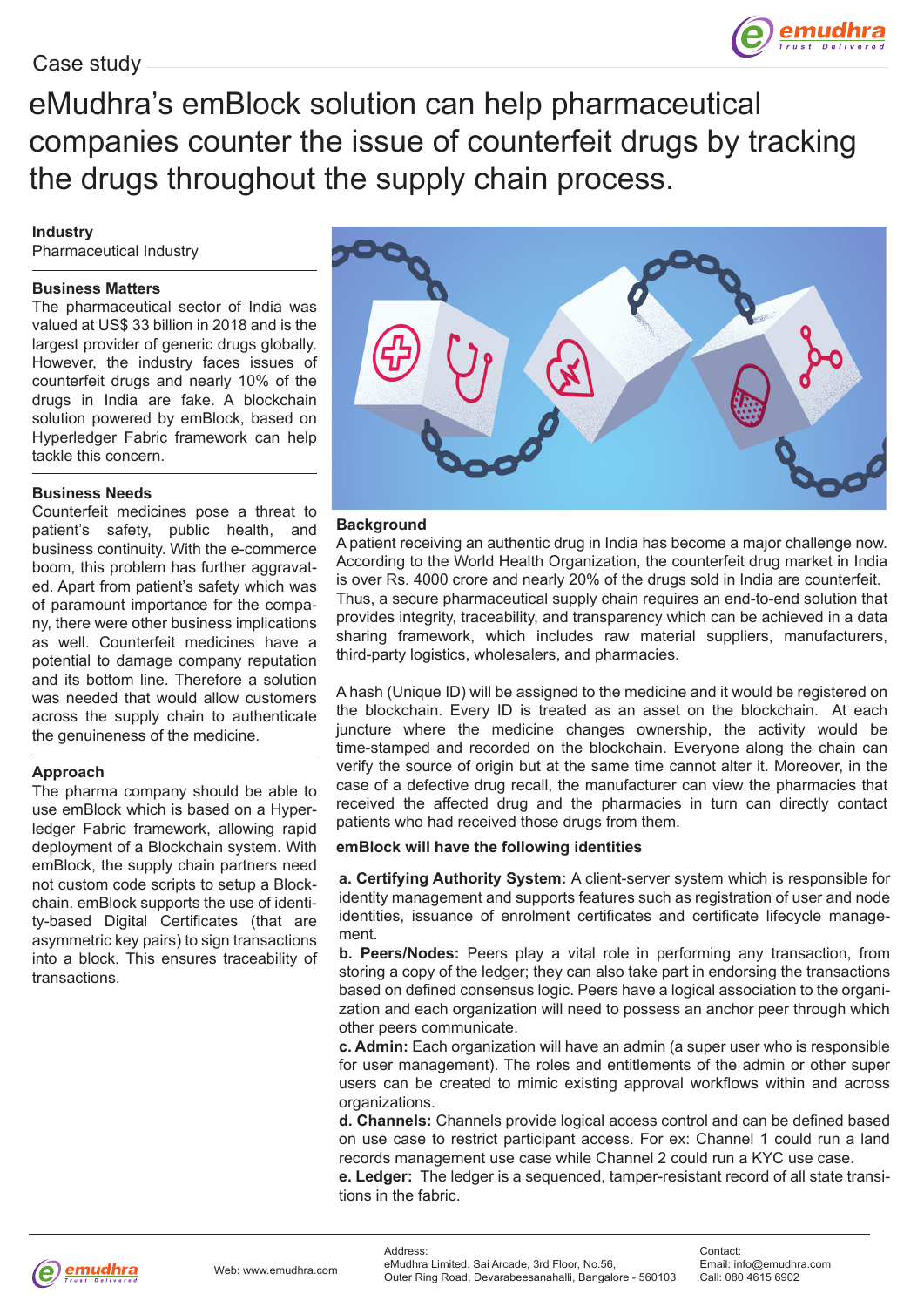Case study

# eMudhra's emBlock solution can help pharmaceutical companies counter the issue of counterfeit drugs by tracking the drugs throughout the supply chain process.

**Industry**

Pharmaceutical Industry

**Business Matters**

The pharmaceutical sector of India was valued at US$ 33 billion in 2018 and is the largest provider of generic drugs globally. However, the industry faces issues of counterfeit drugs and nearly 10% of the drugs in India are fake. A blockchain solution powered by emBlock, based on Hyperledger Fabric framework can help tackle this concern.

**Business Needs**

Counterfeit medicines pose a threat to patient's safety, public health, and business continuity. With the e-commerce boom, this problem has further aggravated. Apart from patient's safety which was of paramount importance for the company, there were other business implications as well. Counterfeit medicines have a potential to damage company reputation and its bottom line. Therefore a solution was needed that would allow customers across the supply chain to authenticate the genuineness of the medicine.

**Approach**

The pharma company should be able to use emBlock which is based on a Hyperledger Fabric framework, allowing rapid deployment of a Blockchain system. With emBlock, the supply chain partners need not custom code scripts to setup a Blockchain. emBlock supports the use of identity-based Digital Certificates (that are asymmetric key pairs) to sign transactions into a block. This ensures traceability of transactions.

**Background**

A patient receiving an authentic drug in India has become a major challenge now. According to the World Health Organization, the counterfeit drug market in India is over Rs. 4000 crore and nearly 20% of the drugs sold in India are counterfeit. Thus, a secure pharmaceutical supply chain requires an end-to-end solution that provides integrity, traceability, and transparency which can be achieved in a data sharing framework, which includes raw material suppliers, manufacturers, third-party logistics, wholesalers, and pharmacies.

A hash (Unique ID) will be assigned to the medicine and it would be registered on the blockchain. Every ID is treated as an asset on the blockchain. At each juncture where the medicine changes ownership, the activity would be time-stamped and recorded on the blockchain. Everyone along the chain can verify the source of origin but at the same time cannot alter it. Moreover, in the case of a defective drug recall, the manufacturer can view the pharmacies that received the affected drug and the pharmacies in turn can directly contact patients who had received those drugs from them.

**emBlock will have the following identities**

**a. Certifying Authority System:** A client-server system which is responsible for identity management and supports features such as registration of user and node identities, issuance of enrolment certificates and certificate lifecycle management.

**b. Peers/Nodes:** Peers play a vital role in performing any transaction, from storing a copy of the ledger; they can also take part in endorsing the transactions based on defined consensus logic. Peers have a logical association to the organization and each organization will need to possess an anchor peer through which other peers communicate.

**c. Admin:** Each organization will have an admin (a super user who is responsible for user management). The roles and entitlements of the admin or other super users can be created to mimic existing approval workflows within and across organizations.

**d. Channels:** Channels provide logical access control and can be defined based on use case to restrict participant access. For ex: Channel 1 could run a land records management use case while Channel 2 could run a KYC use case.

**e. Ledger:** The ledger is a sequenced, tamper-resistant record of all state transitions in the fabric.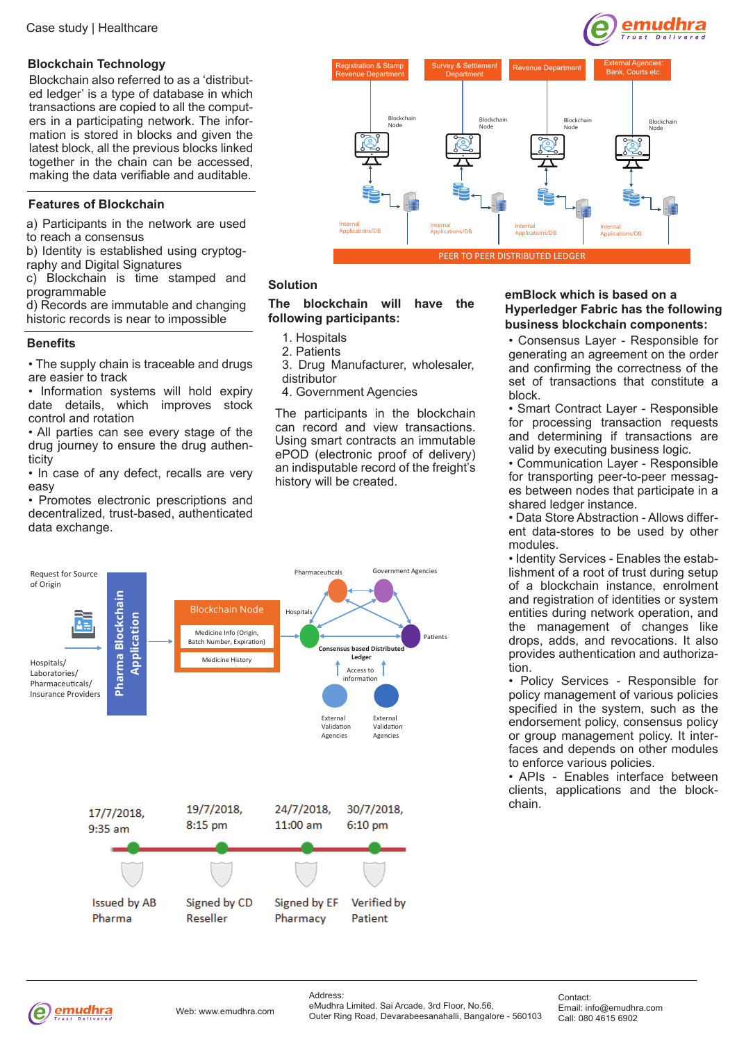## Blockchain Technology

Blockchain also referred to as a 'distributed ledger' is a type of database in which transactions are copied to all the computers in a participating network. The information is stored in blocks and given the latest block, all the previous blocks linked together in the chain can be accessed, making the data verifiable and auditable.

## Features of Blockchain

a) Participants in the network are used to reach a consensus
b) Identity is established using cryptography and Digital Signatures
c) Blockchain is time stamped and programmable
d) Records are immutable and changing historic records is near to impossible

## Benefits

- The supply chain is traceable and drugs are easier to track
- Information systems will hold expiry date details, which improves stock control and rotation
- All parties can see every stage of the drug journey to ensure the drug authenticity
- In case of any defect, recalls are very easy
- Promotes electronic prescriptions and decentralized, trust-based, authenticated data exchange.

Registration & Stamp Revenue Department | Survey & Settlement Department | Revenue Department | External Agencies: Bank, Courts etc.

Blockchain Node | Blockchain Node | Blockchain Node | Blockchain Node

Internal Applications/DB | Internal Applications/DB | Internal Applications/DB | Internal Applications/DB

PEER TO PEER DISTRIBUTED LEDGER

## Solution

**The blockchain will have the following participants:**

1. Hospitals
2. Patients
3. Drug Manufacturer, wholesaler, distributor
4. Government Agencies

The participants in the blockchain can record and view transactions. Using smart contracts an immutable ePOD (electronic proof of delivery) an indisputable record of the freight's history will be created.

**emBlock which is based on a Hyperledger Fabric has the following business blockchain components:**

- Consensus Layer - Responsible for generating an agreement on the order and confirming the correctness of the set of transactions that constitute a block.
- Smart Contract Layer - Responsible for processing transaction requests and determining if transactions are valid by executing business logic.
- Communication Layer - Responsible for transporting peer-to-peer messages between nodes that participate in a shared ledger instance.
- Data Store Abstraction - Allows different data-stores to be used by other modules.
- Identity Services - Enables the establishment of a root of trust during setup of a blockchain instance, enrolment and registration of identities or system entities during network operation, and the management of changes like drops, adds, and revocations. It also provides authentication and authorization.
- Policy Services - Responsible for policy management of various policies specified in the system, such as the endorsement policy, consensus policy or group management policy. It interfaces and depends on other modules to enforce various policies.
- APIs - Enables interface between clients, applications and the blockchain.

Request for Source of Origin

Hospitals/ Laboratories/ Pharmaceuticals/ Insurance Providers

Pharma Blockchain Application

Blockchain Node
Medicine Info (Origin, Batch Number, Expiration)
Medicine History

Pharmaceuticals | Government Agencies | Hospitals | Patients

Consensus based Distributed Ledger

Access to information

External Validation Agencies | External Validation Agencies

| 17/7/2018, 9:35 am | 19/7/2018, 8:15 pm | 24/7/2018, 11:00 am | 30/7/2018, 6:10 pm |
|---|---|---|---|
| Issued by AB Pharma | Signed by CD Reseller | Signed by EF Pharmacy | Verified by Patient |

Web: www.emudhra.com

Address:
eMudhra Limited. Sai Arcade, 3rd Floor, No.56,
Outer Ring Road, Devarabeesanahalli, Bangalore - 560103

Contact:
Email: info@emudhra.com
Call: 080 4615 6902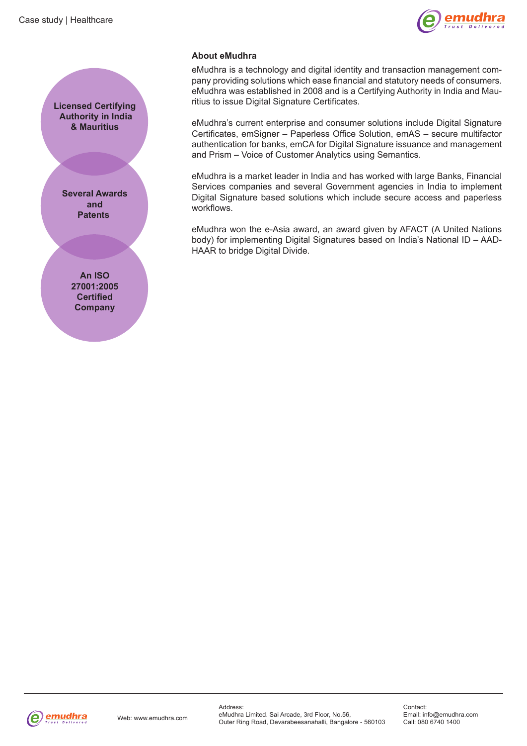Licensed Certifying Authority in India & Mauritius

Several Awards and Patents

An ISO 27001:2005 Certified Company

## About eMudhra

eMudhra is a technology and digital identity and transaction management company providing solutions which ease financial and statutory needs of consumers. eMudhra was established in 2008 and is a Certifying Authority in India and Mauritius to issue Digital Signature Certificates.

eMudhra's current enterprise and consumer solutions include Digital Signature Certificates, emSigner – Paperless Office Solution, emAS – secure multifactor authentication for banks, emCA for Digital Signature issuance and management and Prism – Voice of Customer Analytics using Semantics.

eMudhra is a market leader in India and has worked with large Banks, Financial Services companies and several Government agencies in India to implement Digital Signature based solutions which include secure access and paperless workflows.

eMudhra won the e-Asia award, an award given by AFACT (A United Nations body) for implementing Digital Signatures based on India's National ID – AADHAAR to bridge Digital Divide.

Web: www.emudhra.com

Address:
eMudhra Limited. Sai Arcade, 3rd Floor, No.56,
Outer Ring Road, Devarabeesanahalli, Bangalore - 560103

Contact:
Email: info@emudhra.com
Call: 080 6740 1400